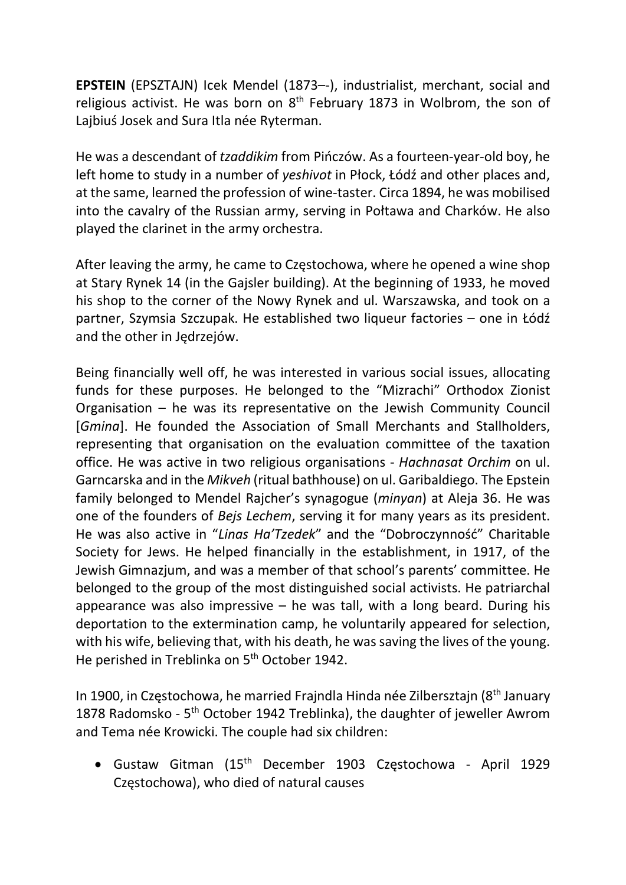**EPSTEIN** (EPSZTAJN) Icek Mendel (1873–-), industrialist, merchant, social and religious activist. He was born on 8th February 1873 in Wolbrom, the son of Lajbiuś Josek and Sura Itla née Ryterman.

He was a descendant of *tzaddikim* from Pińczów. As a fourteen-year-old boy, he left home to study in a number of *yeshivot* in Płock, Łódź and other places and, at the same, learned the profession of wine-taster. Circa 1894, he was mobilised into the cavalry of the Russian army, serving in Połtawa and Charków. He also played the clarinet in the army orchestra.

After leaving the army, he came to Częstochowa, where he opened a wine shop at Stary Rynek 14 (in the Gajsler building). At the beginning of 1933, he moved his shop to the corner of the Nowy Rynek and ul. Warszawska, and took on a partner, Szymsia Szczupak. He established two liqueur factories – one in Łódź and the other in Jędrzejów.

Being financially well off, he was interested in various social issues, allocating funds for these purposes. He belonged to the "Mizrachi" Orthodox Zionist Organisation – he was its representative on the Jewish Community Council [*Gmina*]. He founded the Association of Small Merchants and Stallholders, representing that organisation on the evaluation committee of the taxation office. He was active in two religious organisations - *Hachnasat Orchim* on ul. Garncarska and in the *Mikveh* (ritual bathhouse) on ul. Garibaldiego. The Epstein family belonged to Mendel Rajcher's synagogue (*minyan*) at Aleja 36. He was one of the founders of *Bejs Lechem*, serving it for many years as its president. He was also active in "*Linas Ha'Tzedek*" and the "Dobroczynność" Charitable Society for Jews. He helped financially in the establishment, in 1917, of the Jewish Gimnazjum, and was a member of that school's parents' committee. He belonged to the group of the most distinguished social activists. He patriarchal appearance was also impressive – he was tall, with a long beard. During his deportation to the extermination camp, he voluntarily appeared for selection, with his wife, believing that, with his death, he was saving the lives of the young. He perished in Treblinka on 5th October 1942.

In 1900, in Częstochowa, he married Frajndla Hinda née Zilbersztajn (8th January 1878 Radomsko - 5th October 1942 Treblinka), the daughter of jeweller Awrom and Tema née Krowicki. The couple had six children:

- Gustaw Gitman (15th December 1903 Częstochowa - April 1929 Częstochowa), who died of natural causes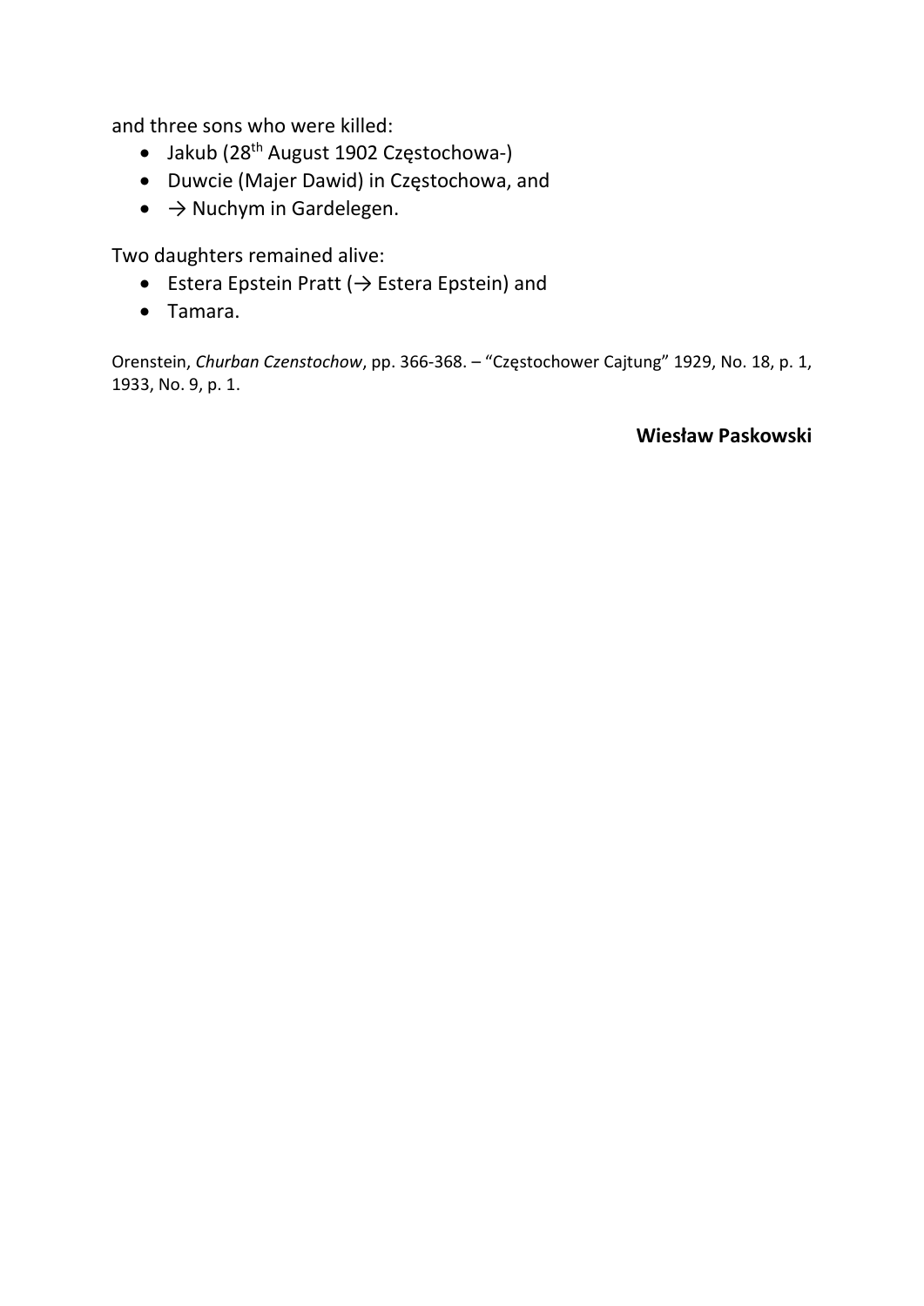and three sons who were killed:

- Jakub (28th August 1902 Częstochowa-)
- Duwcie (Majer Dawid) in Częstochowa, and
- → Nuchym in Gardelegen.

Two daughters remained alive:

- Estera Epstein Pratt (→ Estera Epstein) and
- Tamara.

Orenstein, *Churban Czenstochow*, pp. 366-368. – "Częstochower Cajtung" 1929, No. 18, p. 1, 1933, No. 9, p. 1.

**Wiesław Paskowski**